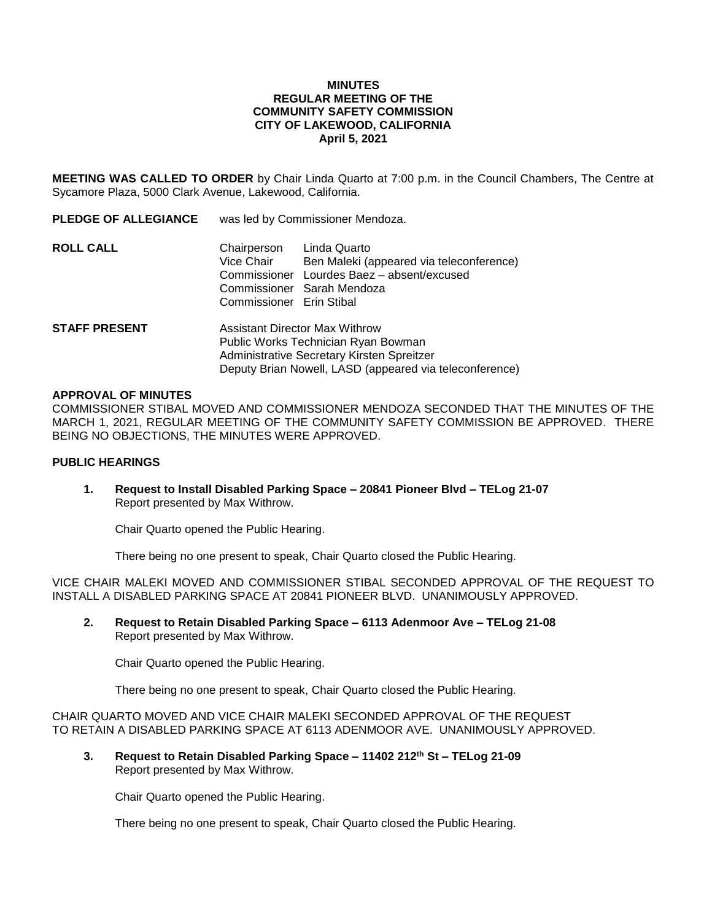**MINUTES**
**REGULAR MEETING OF THE**
**COMMUNITY SAFETY COMMISSION**
**CITY OF LAKEWOOD, CALIFORNIA**
**April 5, 2021**

**MEETING WAS CALLED TO ORDER** by Chair Linda Quarto at 7:00 p.m. in the Council Chambers, The Centre at Sycamore Plaza, 5000 Clark Avenue, Lakewood, California.

**PLEDGE OF ALLEGIANCE** was led by Commissioner Mendoza.

**ROLL CALL**

Chairperson Linda Quarto
Vice Chair Ben Maleki (appeared via teleconference)
Commissioner Lourdes Baez – absent/excused
Commissioner Sarah Mendoza
Commissioner Erin Stibal

**STAFF PRESENT**

Assistant Director Max Withrow
Public Works Technician Ryan Bowman
Administrative Secretary Kirsten Spreitzer
Deputy Brian Nowell, LASD (appeared via teleconference)

**APPROVAL OF MINUTES**

COMMISSIONER STIBAL MOVED AND COMMISSIONER MENDOZA SECONDED THAT THE MINUTES OF THE MARCH 1, 2021, REGULAR MEETING OF THE COMMUNITY SAFETY COMMISSION BE APPROVED. THERE BEING NO OBJECTIONS, THE MINUTES WERE APPROVED.

**PUBLIC HEARINGS**

1. **Request to Install Disabled Parking Space – 20841 Pioneer Blvd – TELog 21-07**
   Report presented by Max Withrow.

   Chair Quarto opened the Public Hearing.

   There being no one present to speak, Chair Quarto closed the Public Hearing.

VICE CHAIR MALEKI MOVED AND COMMISSIONER STIBAL SECONDED APPROVAL OF THE REQUEST TO INSTALL A DISABLED PARKING SPACE AT 20841 PIONEER BLVD. UNANIMOUSLY APPROVED.

2. **Request to Retain Disabled Parking Space – 6113 Adenmoor Ave – TELog 21-08**
   Report presented by Max Withrow.

   Chair Quarto opened the Public Hearing.

   There being no one present to speak, Chair Quarto closed the Public Hearing.

CHAIR QUARTO MOVED AND VICE CHAIR MALEKI SECONDED APPROVAL OF THE REQUEST TO RETAIN A DISABLED PARKING SPACE AT 6113 ADENMOOR AVE. UNANIMOUSLY APPROVED.

3. **Request to Retain Disabled Parking Space – 11402 212th St – TELog 21-09**
   Report presented by Max Withrow.

   Chair Quarto opened the Public Hearing.

   There being no one present to speak, Chair Quarto closed the Public Hearing.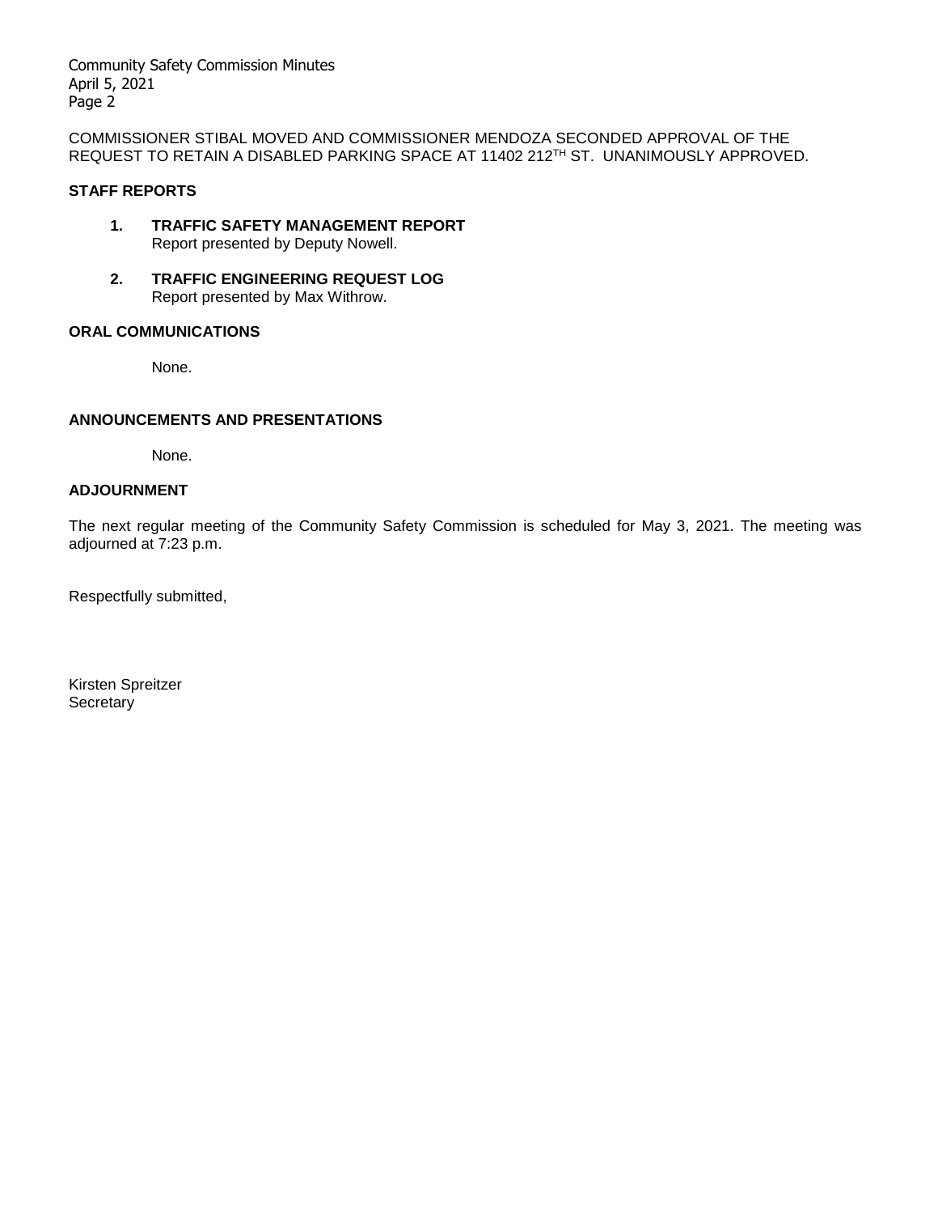COMMISSIONER STIBAL MOVED AND COMMISSIONER MENDOZA SECONDED APPROVAL OF THE REQUEST TO RETAIN A DISABLED PARKING SPACE AT 11402 212TH ST. UNANIMOUSLY APPROVED.

**STAFF REPORTS**

1. **TRAFFIC SAFETY MANAGEMENT REPORT**
   Report presented by Deputy Nowell.

2. **TRAFFIC ENGINEERING REQUEST LOG**
   Report presented by Max Withrow.

**ORAL COMMUNICATIONS**

None.

**ANNOUNCEMENTS AND PRESENTATIONS**

None.

**ADJOURNMENT**

The next regular meeting of the Community Safety Commission is scheduled for May 3, 2021. The meeting was adjourned at 7:23 p.m.

Respectfully submitted,

Kirsten Spreitzer
Secretary